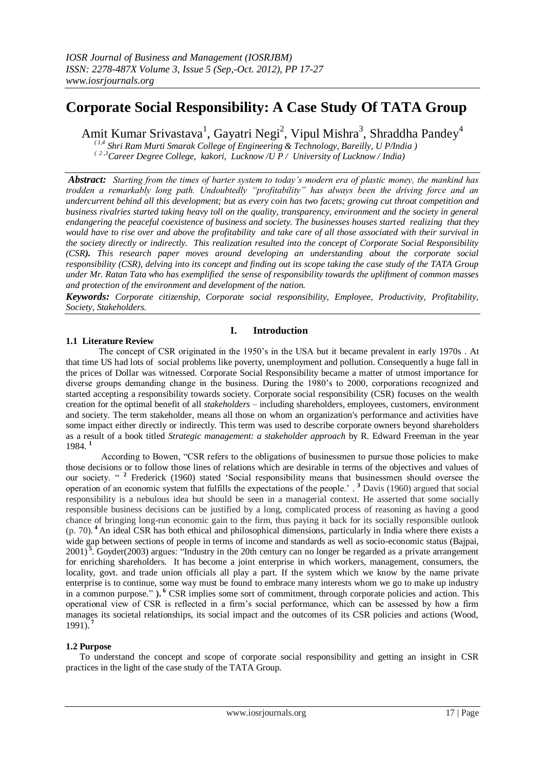# Corporate Social Responsibility: A Case Study Of TATA Group

Amit Kumar Srivastava[1], Gayatri Negi[2], Vipul Mishra[3], Shraddha Pandey[4]

*(1,4 Shri Ram Murti Smarak College of Engineering & Technology, Bareilly, U P/India )*
*( 2,3Career Degree College, kakori, Lucknow /U P / University of Lucknow / India)*

***Abstract:*** *Starting from the times of barter system to today's modern era of plastic money, the mankind has trodden a remarkably long path. Undoubtedly "profitability" has always been the driving force and an undercurrent behind all this development; but as every coin has two facets; growing cut throat competition and business rivalries started taking heavy toll on the quality, transparency, environment and the society in general endangering the peaceful coexistence of business and society. The businesses houses started realizing that they would have to rise over and above the profitability and take care of all those associated with their survival in the society directly or indirectly. This realization resulted into the concept of Corporate Social Responsibility (CSR). This research paper moves around developing an understanding about the corporate social responsibility (CSR), delving into its concept and finding out its scope taking the case study of the TATA Group under Mr. Ratan Tata who has exemplified the sense of responsibility towards the upliftment of common masses and protection of the environment and development of the nation.*

***Keywords:*** *Corporate citizenship, Corporate social responsibility, Employee, Productivity, Profitability, Society, Stakeholders.*

## I. Introduction

### 1.1 Literature Review

The concept of CSR originated in the 1950's in the USA but it became prevalent in early 1970s . At that time US had lots of social problems like poverty, unemployment and pollution. Consequently a huge fall in the prices of Dollar was witnessed. Corporate Social Responsibility became a matter of utmost importance for diverse groups demanding change in the business. During the 1980's to 2000, corporations recognized and started accepting a responsibility towards society. Corporate social responsibility (CSR) focuses on the wealth creation for the optimal benefit of all *stakeholders* – including shareholders, employees, customers, environment and society. The term stakeholder, means all those on whom an organization's performance and activities have some impact either directly or indirectly. This term was used to describe corporate owners beyond shareholders as a result of a book titled *Strategic management: a stakeholder approach* by R. Edward Freeman in the year 1984. [1]

According to Bowen, "CSR refers to the obligations of businessmen to pursue those policies to make those decisions or to follow those lines of relations which are desirable in terms of the objectives and values of our society. " [2] Frederick (1960) stated 'Social responsibility means that businessmen should oversee the operation of an economic system that fulfills the expectations of the people.' . [3] Davis (1960) argued that social responsibility is a nebulous idea but should be seen in a managerial context. He asserted that some socially responsible business decisions can be justified by a long, complicated process of reasoning as having a good chance of bringing long-run economic gain to the firm, thus paying it back for its socially responsible outlook (p. 70). [4] An ideal CSR has both ethical and philosophical dimensions, particularly in India where there exists a wide gap between sections of people in terms of income and standards as well as socio-economic status (Bajpai, 2001) [5]. Goyder(2003) argues: "Industry in the 20th century can no longer be regarded as a private arrangement for enriching shareholders. It has become a joint enterprise in which workers, management, consumers, the locality, govt. and trade union officials all play a part. If the system which we know by the name private enterprise is to continue, some way must be found to embrace many interests whom we go to make up industry in a common purpose." ). [6] CSR implies some sort of commitment, through corporate policies and action. This operational view of CSR is reflected in a firm's social performance, which can be assessed by how a firm manages its societal relationships, its social impact and the outcomes of its CSR policies and actions (Wood, 1991). [7]

### 1.2 Purpose

To understand the concept and scope of corporate social responsibility and getting an insight in CSR practices in the light of the case study of the TATA Group.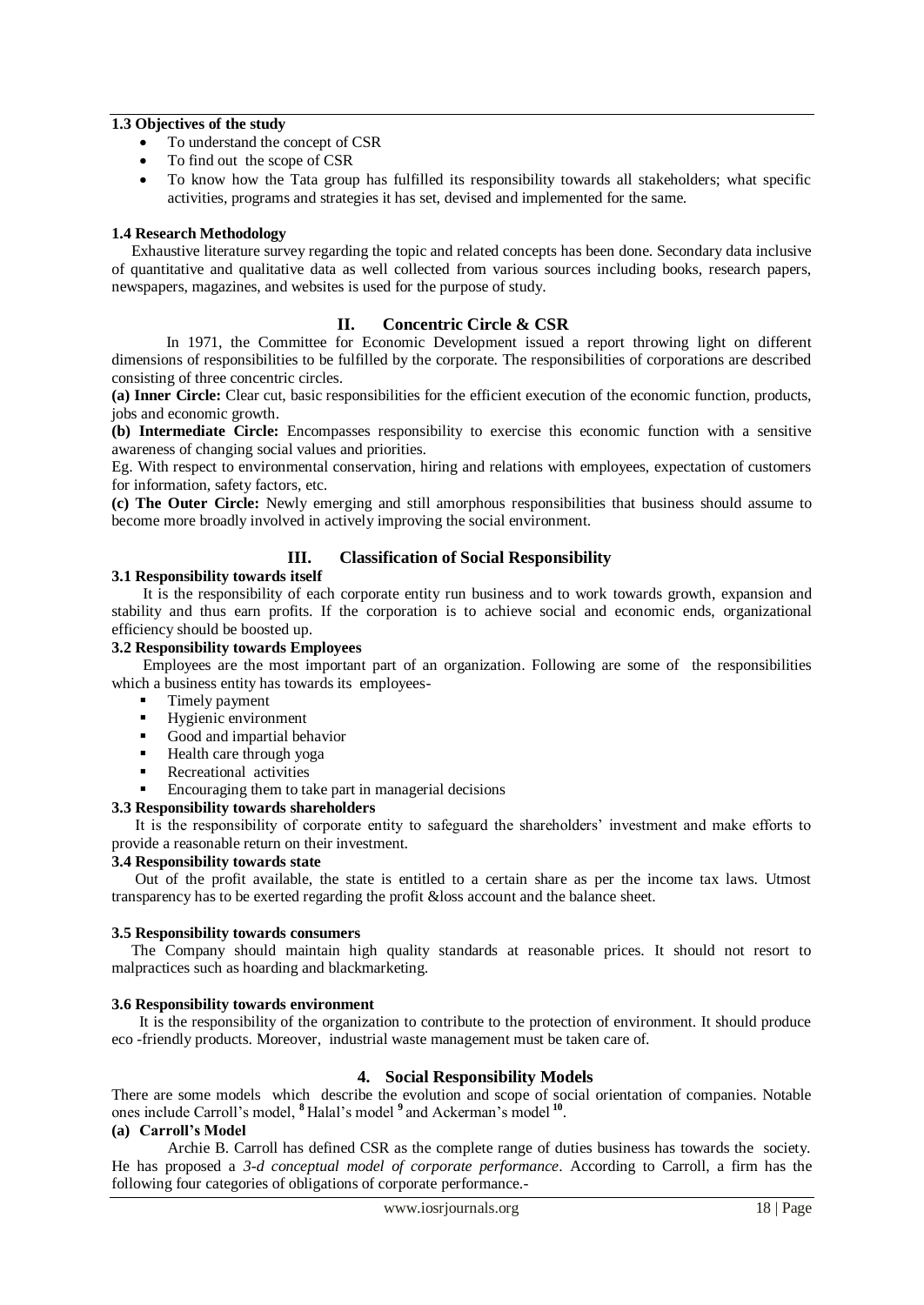### 1.3 Objectives of the study

- To understand the concept of CSR
- To find out the scope of CSR
- To know how the Tata group has fulfilled its responsibility towards all stakeholders; what specific activities, programs and strategies it has set, devised and implemented for the same.

### 1.4 Research Methodology

Exhaustive literature survey regarding the topic and related concepts has been done. Secondary data inclusive of quantitative and qualitative data as well collected from various sources including books, research papers, newspapers, magazines, and websites is used for the purpose of study.

## II. Concentric Circle & CSR

In 1971, the Committee for Economic Development issued a report throwing light on different dimensions of responsibilities to be fulfilled by the corporate. The responsibilities of corporations are described consisting of three concentric circles.

**(a) Inner Circle:** Clear cut, basic responsibilities for the efficient execution of the economic function, products, jobs and economic growth.

**(b) Intermediate Circle:** Encompasses responsibility to exercise this economic function with a sensitive awareness of changing social values and priorities.

Eg. With respect to environmental conservation, hiring and relations with employees, expectation of customers for information, safety factors, etc.

**(c) The Outer Circle:** Newly emerging and still amorphous responsibilities that business should assume to become more broadly involved in actively improving the social environment.

## III. Classification of Social Responsibility

### 3.1 Responsibility towards itself

It is the responsibility of each corporate entity run business and to work towards growth, expansion and stability and thus earn profits. If the corporation is to achieve social and economic ends, organizational efficiency should be boosted up.

### 3.2 Responsibility towards Employees

Employees are the most important part of an organization. Following are some of the responsibilities which a business entity has towards its employees-

- Timely payment
- Hygienic environment
- Good and impartial behavior
- Health care through yoga
- Recreational activities
- Encouraging them to take part in managerial decisions

### 3.3 Responsibility towards shareholders

It is the responsibility of corporate entity to safeguard the shareholders' investment and make efforts to provide a reasonable return on their investment.

### 3.4 Responsibility towards state

Out of the profit available, the state is entitled to a certain share as per the income tax laws. Utmost transparency has to be exerted regarding the profit &loss account and the balance sheet.

### 3.5 Responsibility towards consumers

The Company should maintain high quality standards at reasonable prices. It should not resort to malpractices such as hoarding and blackmarketing.

### 3.6 Responsibility towards environment

It is the responsibility of the organization to contribute to the protection of environment. It should produce eco -friendly products. Moreover, industrial waste management must be taken care of.

## 4. Social Responsibility Models

There are some models which describe the evolution and scope of social orientation of companies. Notable ones include Carroll's model, [8] Halal's model [9] and Ackerman's model [10].

### (a) Carroll's Model

Archie B. Carroll has defined CSR as the complete range of duties business has towards the society. He has proposed a *3-d conceptual model of corporate performance*. According to Carroll, a firm has the following four categories of obligations of corporate performance.-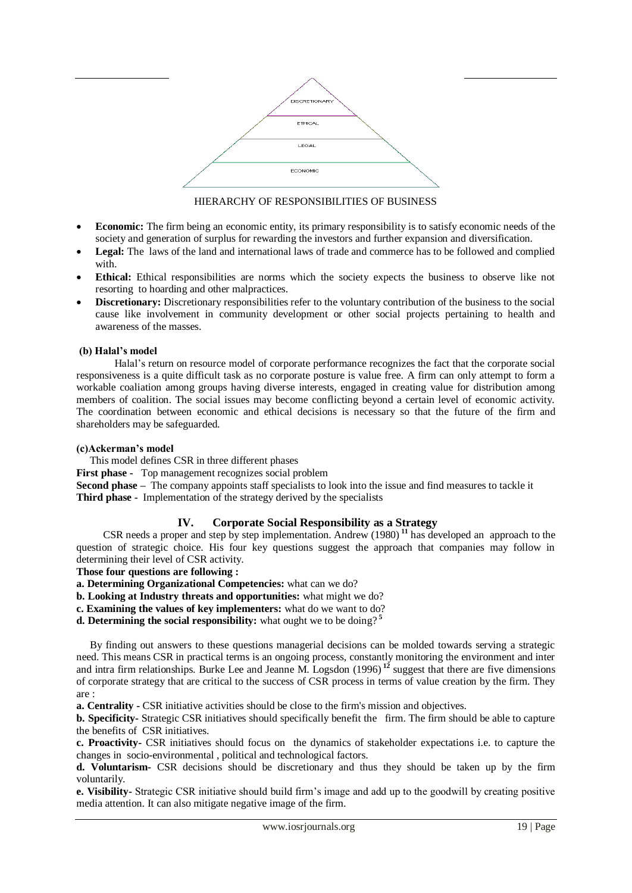DISCRETIONARY

ETHICAL

LEGAL

ECONOMIC

HIERARCHY OF RESPONSIBILITIES OF BUSINESS

- **Economic:** The firm being an economic entity, its primary responsibility is to satisfy economic needs of the society and generation of surplus for rewarding the investors and further expansion and diversification.
- **Legal:** The laws of the land and international laws of trade and commerce has to be followed and complied with.
- **Ethical:** Ethical responsibilities are norms which the society expects the business to observe like not resorting to hoarding and other malpractices.
- **Discretionary:** Discretionary responsibilities refer to the voluntary contribution of the business to the social cause like involvement in community development or other social projects pertaining to health and awareness of the masses.

**(b) Halal's model**

Halal's return on resource model of corporate performance recognizes the fact that the corporate social responsiveness is a quite difficult task as no corporate posture is value free. A firm can only attempt to form a workable coaliation among groups having diverse interests, engaged in creating value for distribution among members of coalition. The social issues may become conflicting beyond a certain level of economic activity. The coordination between economic and ethical decisions is necessary so that the future of the firm and shareholders may be safeguarded.

**(c)Ackerman's model**

This model defines CSR in three different phases

**First phase -** Top management recognizes social problem

**Second phase –** The company appoints staff specialists to look into the issue and find measures to tackle it

**Third phase -** Implementation of the strategy derived by the specialists

## IV. Corporate Social Responsibility as a Strategy

CSR needs a proper and step by step implementation. Andrew (1980) [11] has developed an approach to the question of strategic choice. His four key questions suggest the approach that companies may follow in determining their level of CSR activity.

**Those four questions are following :**

**a. Determining Organizational Competencies:** what can we do?

**b. Looking at Industry threats and opportunities:** what might we do?

**c. Examining the values of key implementers:** what do we want to do?

**d. Determining the social responsibility:** what ought we to be doing? [5]

By finding out answers to these questions managerial decisions can be molded towards serving a strategic need. This means CSR in practical terms is an ongoing process, constantly monitoring the environment and inter and intra firm relationships. Burke Lee and Jeanne M. Logsdon (1996) [12] suggest that there are five dimensions of corporate strategy that are critical to the success of CSR process in terms of value creation by the firm. They are :

**a. Centrality -** CSR initiative activities should be close to the firm's mission and objectives.

**b. Specificity-** Strategic CSR initiatives should specifically benefit the firm. The firm should be able to capture the benefits of CSR initiatives.

**c. Proactivity-** CSR initiatives should focus on the dynamics of stakeholder expectations i.e. to capture the changes in socio-environmental , political and technological factors.

**d. Voluntarism-** CSR decisions should be discretionary and thus they should be taken up by the firm voluntarily.

**e. Visibility-** Strategic CSR initiative should build firm's image and add up to the goodwill by creating positive media attention. It can also mitigate negative image of the firm.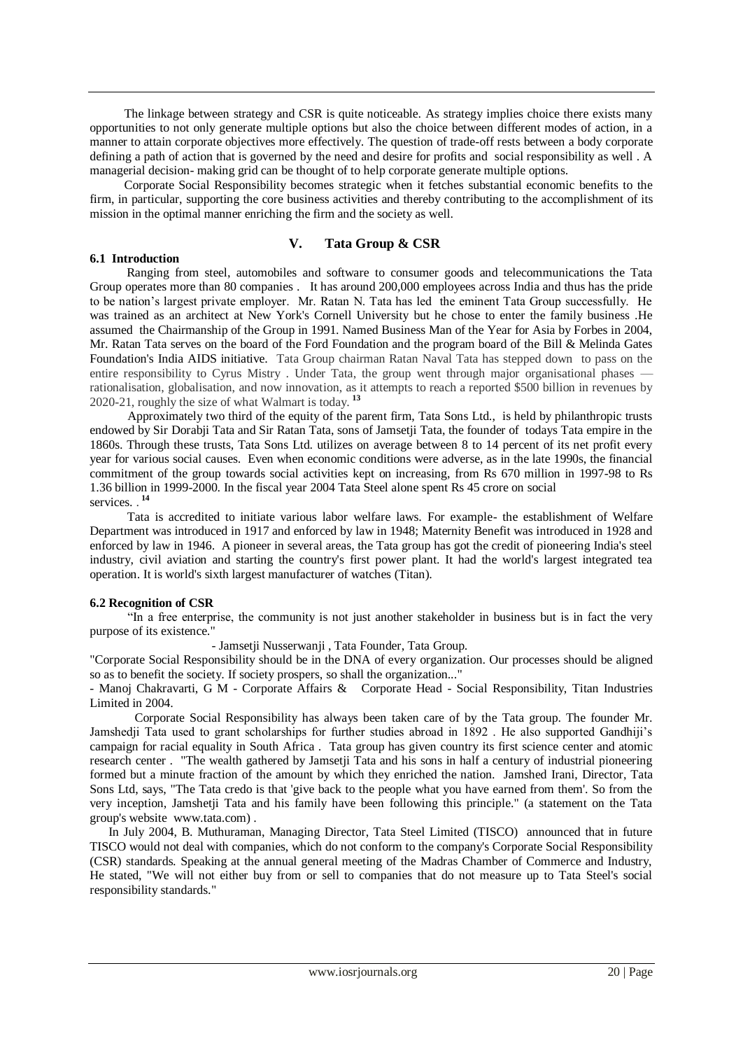The linkage between strategy and CSR is quite noticeable. As strategy implies choice there exists many opportunities to not only generate multiple options but also the choice between different modes of action, in a manner to attain corporate objectives more effectively. The question of trade-off rests between a body corporate defining a path of action that is governed by the need and desire for profits and social responsibility as well . A managerial decision- making grid can be thought of to help corporate generate multiple options.

Corporate Social Responsibility becomes strategic when it fetches substantial economic benefits to the firm, in particular, supporting the core business activities and thereby contributing to the accomplishment of its mission in the optimal manner enriching the firm and the society as well.

## V. Tata Group & CSR

### 6.1 Introduction

Ranging from steel, automobiles and software to consumer goods and telecommunications the Tata Group operates more than 80 companies . It has around 200,000 employees across India and thus has the pride to be nation's largest private employer. Mr. Ratan N. Tata has led the eminent Tata Group successfully. He was trained as an architect at New York's Cornell University but he chose to enter the family business .He assumed the Chairmanship of the Group in 1991. Named Business Man of the Year for Asia by Forbes in 2004, Mr. Ratan Tata serves on the board of the Ford Foundation and the program board of the Bill & Melinda Gates Foundation's India AIDS initiative. Tata Group chairman Ratan Naval Tata has stepped down to pass on the entire responsibility to Cyrus Mistry . Under Tata, the group went through major organisational phases — rationalisation, globalisation, and now innovation, as it attempts to reach a reported $500 billion in revenues by 2020-21, roughly the size of what Walmart is today. [13]

Approximately two third of the equity of the parent firm, Tata Sons Ltd., is held by philanthropic trusts endowed by Sir Dorabji Tata and Sir Ratan Tata, sons of Jamsetji Tata, the founder of todays Tata empire in the 1860s. Through these trusts, Tata Sons Ltd. utilizes on average between 8 to 14 percent of its net profit every year for various social causes. Even when economic conditions were adverse, as in the late 1990s, the financial commitment of the group towards social activities kept on increasing, from Rs 670 million in 1997-98 to Rs 1.36 billion in 1999-2000. In the fiscal year 2004 Tata Steel alone spent Rs 45 crore on social services. . [14]

Tata is accredited to initiate various labor welfare laws. For example- the establishment of Welfare Department was introduced in 1917 and enforced by law in 1948; Maternity Benefit was introduced in 1928 and enforced by law in 1946. A pioneer in several areas, the Tata group has got the credit of pioneering India's steel industry, civil aviation and starting the country's first power plant. It had the world's largest integrated tea operation. It is world's sixth largest manufacturer of watches (Titan).

### 6.2 Recognition of CSR

"In a free enterprise, the community is not just another stakeholder in business but is in fact the very purpose of its existence."

- Jamsetji Nusserwanji , Tata Founder, Tata Group.

"Corporate Social Responsibility should be in the DNA of every organization. Our processes should be aligned so as to benefit the society. If society prospers, so shall the organization..."

- Manoj Chakravarti, G M - Corporate Affairs & Corporate Head - Social Responsibility, Titan Industries Limited in 2004.

Corporate Social Responsibility has always been taken care of by the Tata group. The founder Mr. Jamshedji Tata used to grant scholarships for further studies abroad in 1892 . He also supported Gandhiji's campaign for racial equality in South Africa . Tata group has given country its first science center and atomic research center . "The wealth gathered by Jamsetji Tata and his sons in half a century of industrial pioneering formed but a minute fraction of the amount by which they enriched the nation. Jamshed Irani, Director, Tata Sons Ltd, says, "The Tata credo is that 'give back to the people what you have earned from them'. So from the very inception, Jamshetji Tata and his family have been following this principle." (a statement on the Tata group's website www.tata.com) .

In July 2004, B. Muthuraman, Managing Director, Tata Steel Limited (TISCO) announced that in future TISCO would not deal with companies, which do not conform to the company's Corporate Social Responsibility (CSR) standards. Speaking at the annual general meeting of the Madras Chamber of Commerce and Industry, He stated, "We will not either buy from or sell to companies that do not measure up to Tata Steel's social responsibility standards."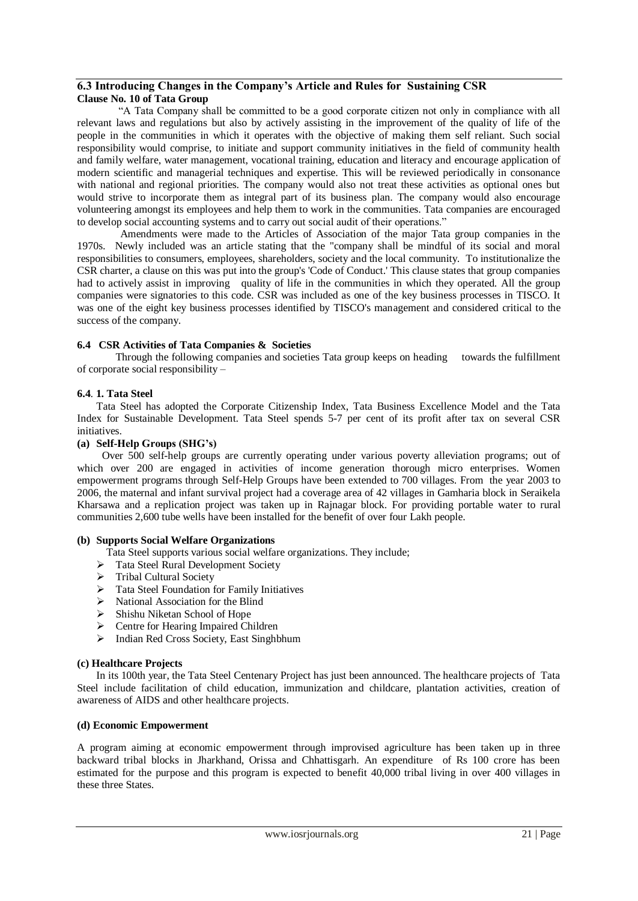## 6.3 Introducing Changes in the Company's Article and Rules for Sustaining CSR

**Clause No. 10 of Tata Group**

"A Tata Company shall be committed to be a good corporate citizen not only in compliance with all relevant laws and regulations but also by actively assisting in the improvement of the quality of life of the people in the communities in which it operates with the objective of making them self reliant. Such social responsibility would comprise, to initiate and support community initiatives in the field of community health and family welfare, water management, vocational training, education and literacy and encourage application of modern scientific and managerial techniques and expertise. This will be reviewed periodically in consonance with national and regional priorities. The company would also not treat these activities as optional ones but would strive to incorporate them as integral part of its business plan. The company would also encourage volunteering amongst its employees and help them to work in the communities. Tata companies are encouraged to develop social accounting systems and to carry out social audit of their operations."

Amendments were made to the Articles of Association of the major Tata group companies in the 1970s. Newly included was an article stating that the "company shall be mindful of its social and moral responsibilities to consumers, employees, shareholders, society and the local community. To institutionalize the CSR charter, a clause on this was put into the group's 'Code of Conduct.' This clause states that group companies had to actively assist in improving quality of life in the communities in which they operated. All the group companies were signatories to this code. CSR was included as one of the key business processes in TISCO. It was one of the eight key business processes identified by TISCO's management and considered critical to the success of the company.

## 6.4 CSR Activities of Tata Companies & Societies

Through the following companies and societies Tata group keeps on heading towards the fulfillment of corporate social responsibility –

### 6.4. 1. Tata Steel

Tata Steel has adopted the Corporate Citizenship Index, Tata Business Excellence Model and the Tata Index for Sustainable Development. Tata Steel spends 5-7 per cent of its profit after tax on several CSR initiatives.

**(a) Self-Help Groups (SHG's)**

Over 500 self-help groups are currently operating under various poverty alleviation programs; out of which over 200 are engaged in activities of income generation thorough micro enterprises. Women empowerment programs through Self-Help Groups have been extended to 700 villages. From the year 2003 to 2006, the maternal and infant survival project had a coverage area of 42 villages in Gamharia block in Seraikela Kharsawa and a replication project was taken up in Rajnagar block. For providing portable water to rural communities 2,600 tube wells have been installed for the benefit of over four Lakh people.

**(b) Supports Social Welfare Organizations**

Tata Steel supports various social welfare organizations. They include;

- Tata Steel Rural Development Society
- Tribal Cultural Society
- Tata Steel Foundation for Family Initiatives
- National Association for the Blind
- Shishu Niketan School of Hope
- Centre for Hearing Impaired Children
- Indian Red Cross Society, East Singhbhum

**(c) Healthcare Projects**

In its 100th year, the Tata Steel Centenary Project has just been announced. The healthcare projects of Tata Steel include facilitation of child education, immunization and childcare, plantation activities, creation of awareness of AIDS and other healthcare projects.

**(d) Economic Empowerment**

A program aiming at economic empowerment through improvised agriculture has been taken up in three backward tribal blocks in Jharkhand, Orissa and Chhattisgarh. An expenditure of Rs 100 crore has been estimated for the purpose and this program is expected to benefit 40,000 tribal living in over 400 villages in these three States.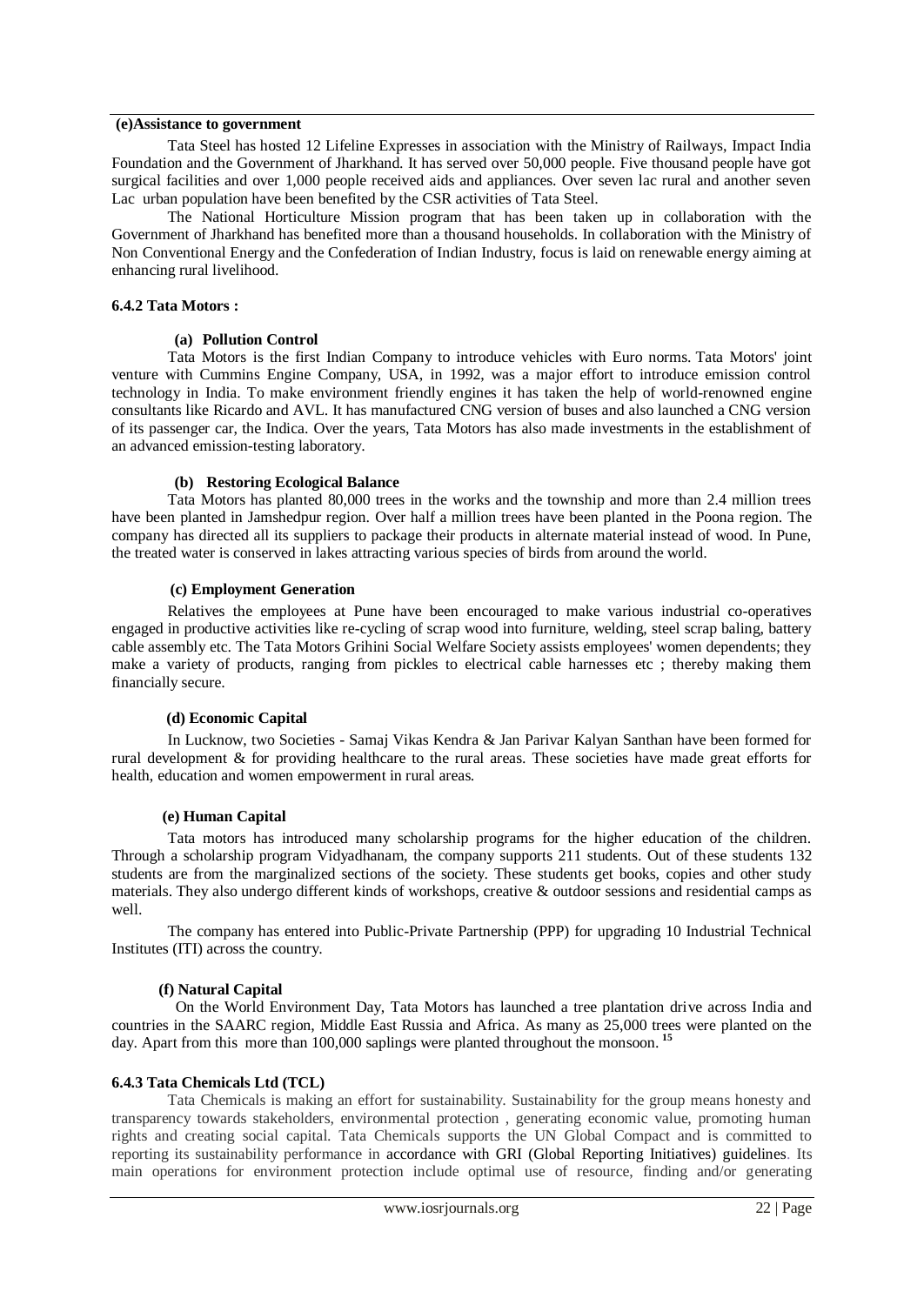**(e)Assistance to government**

Tata Steel has hosted 12 Lifeline Expresses in association with the Ministry of Railways, Impact India Foundation and the Government of Jharkhand. It has served over 50,000 people. Five thousand people have got surgical facilities and over 1,000 people received aids and appliances. Over seven lac rural and another seven Lac urban population have been benefited by the CSR activities of Tata Steel.

The National Horticulture Mission program that has been taken up in collaboration with the Government of Jharkhand has benefited more than a thousand households. In collaboration with the Ministry of Non Conventional Energy and the Confederation of Indian Industry, focus is laid on renewable energy aiming at enhancing rural livelihood.

### 6.4.2 Tata Motors :

**(a) Pollution Control**

Tata Motors is the first Indian Company to introduce vehicles with Euro norms. Tata Motors' joint venture with Cummins Engine Company, USA, in 1992, was a major effort to introduce emission control technology in India. To make environment friendly engines it has taken the help of world-renowned engine consultants like Ricardo and AVL. It has manufactured CNG version of buses and also launched a CNG version of its passenger car, the Indica. Over the years, Tata Motors has also made investments in the establishment of an advanced emission-testing laboratory.

**(b) Restoring Ecological Balance**

Tata Motors has planted 80,000 trees in the works and the township and more than 2.4 million trees have been planted in Jamshedpur region. Over half a million trees have been planted in the Poona region. The company has directed all its suppliers to package their products in alternate material instead of wood. In Pune, the treated water is conserved in lakes attracting various species of birds from around the world.

**(c) Employment Generation**

Relatives the employees at Pune have been encouraged to make various industrial co-operatives engaged in productive activities like re-cycling of scrap wood into furniture, welding, steel scrap baling, battery cable assembly etc. The Tata Motors Grihini Social Welfare Society assists employees' women dependents; they make a variety of products, ranging from pickles to electrical cable harnesses etc ; thereby making them financially secure.

**(d) Economic Capital**

In Lucknow, two Societies - Samaj Vikas Kendra & Jan Parivar Kalyan Santhan have been formed for rural development & for providing healthcare to the rural areas. These societies have made great efforts for health, education and women empowerment in rural areas.

**(e) Human Capital**

Tata motors has introduced many scholarship programs for the higher education of the children. Through a scholarship program Vidyadhanam, the company supports 211 students. Out of these students 132 students are from the marginalized sections of the society. These students get books, copies and other study materials. They also undergo different kinds of workshops, creative & outdoor sessions and residential camps as well.

The company has entered into Public-Private Partnership (PPP) for upgrading 10 Industrial Technical Institutes (ITI) across the country.

**(f) Natural Capital**

On the World Environment Day, Tata Motors has launched a tree plantation drive across India and countries in the SAARC region, Middle East Russia and Africa. As many as 25,000 trees were planted on the day. Apart from this more than 100,000 saplings were planted throughout the monsoon. [15]

### 6.4.3 Tata Chemicals Ltd (TCL)

Tata Chemicals is making an effort for sustainability. Sustainability for the group means honesty and transparency towards stakeholders, environmental protection , generating economic value, promoting human rights and creating social capital. Tata Chemicals supports the UN Global Compact and is committed to reporting its sustainability performance in accordance with GRI (Global Reporting Initiatives) guidelines. Its main operations for environment protection include optimal use of resource, finding and/or generating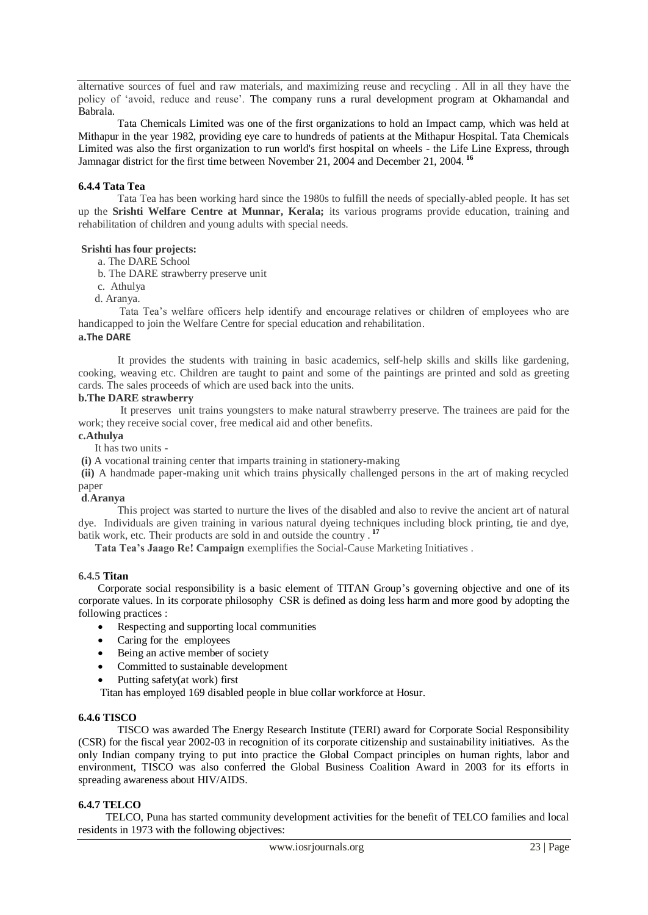alternative sources of fuel and raw materials, and maximizing reuse and recycling . All in all they have the policy of 'avoid, reduce and reuse'. The company runs a rural development program at Okhamandal and Babrala.

Tata Chemicals Limited was one of the first organizations to hold an Impact camp, which was held at Mithapur in the year 1982, providing eye care to hundreds of patients at the Mithapur Hospital. Tata Chemicals Limited was also the first organization to run world's first hospital on wheels - the Life Line Express, through Jamnagar district for the first time between November 21, 2004 and December 21, 2004. [16]

### 6.4.4 Tata Tea

Tata Tea has been working hard since the 1980s to fulfill the needs of specially-abled people. It has set up the **Srishti Welfare Centre at Munnar, Kerala;** its various programs provide education, training and rehabilitation of children and young adults with special needs.

**Srishti has four projects:**

a. The DARE School
b. The DARE strawberry preserve unit
c. Athulya
d. Aranya.

Tata Tea's welfare officers help identify and encourage relatives or children of employees who are handicapped to join the Welfare Centre for special education and rehabilitation.

**a.The DARE**

It provides the students with training in basic academics, self-help skills and skills like gardening, cooking, weaving etc. Children are taught to paint and some of the paintings are printed and sold as greeting cards. The sales proceeds of which are used back into the units.

**b.The DARE strawberry**

It preserves unit trains youngsters to make natural strawberry preserve. The trainees are paid for the work; they receive social cover, free medical aid and other benefits.

**c.Athulya**

It has two units -

**(i)** A vocational training center that imparts training in stationery-making

**(ii)** A handmade paper-making unit which trains physically challenged persons in the art of making recycled paper

**d.Aranya**

This project was started to nurture the lives of the disabled and also to revive the ancient art of natural dye. Individuals are given training in various natural dyeing techniques including block printing, tie and dye, batik work, etc. Their products are sold in and outside the country . [17]

**Tata Tea's Jaago Re! Campaign** exemplifies the Social-Cause Marketing Initiatives .

### 6.4.5 Titan

Corporate social responsibility is a basic element of TITAN Group's governing objective and one of its corporate values. In its corporate philosophy CSR is defined as doing less harm and more good by adopting the following practices :

- Respecting and supporting local communities
- Caring for the employees
- Being an active member of society
- Committed to sustainable development
- Putting safety(at work) first

Titan has employed 169 disabled people in blue collar workforce at Hosur.

### 6.4.6 TISCO

TISCO was awarded The Energy Research Institute (TERI) award for Corporate Social Responsibility (CSR) for the fiscal year 2002-03 in recognition of its corporate citizenship and sustainability initiatives. As the only Indian company trying to put into practice the Global Compact principles on human rights, labor and environment, TISCO was also conferred the Global Business Coalition Award in 2003 for its efforts in spreading awareness about HIV/AIDS.

### 6.4.7 TELCO

TELCO, Puna has started community development activities for the benefit of TELCO families and local residents in 1973 with the following objectives: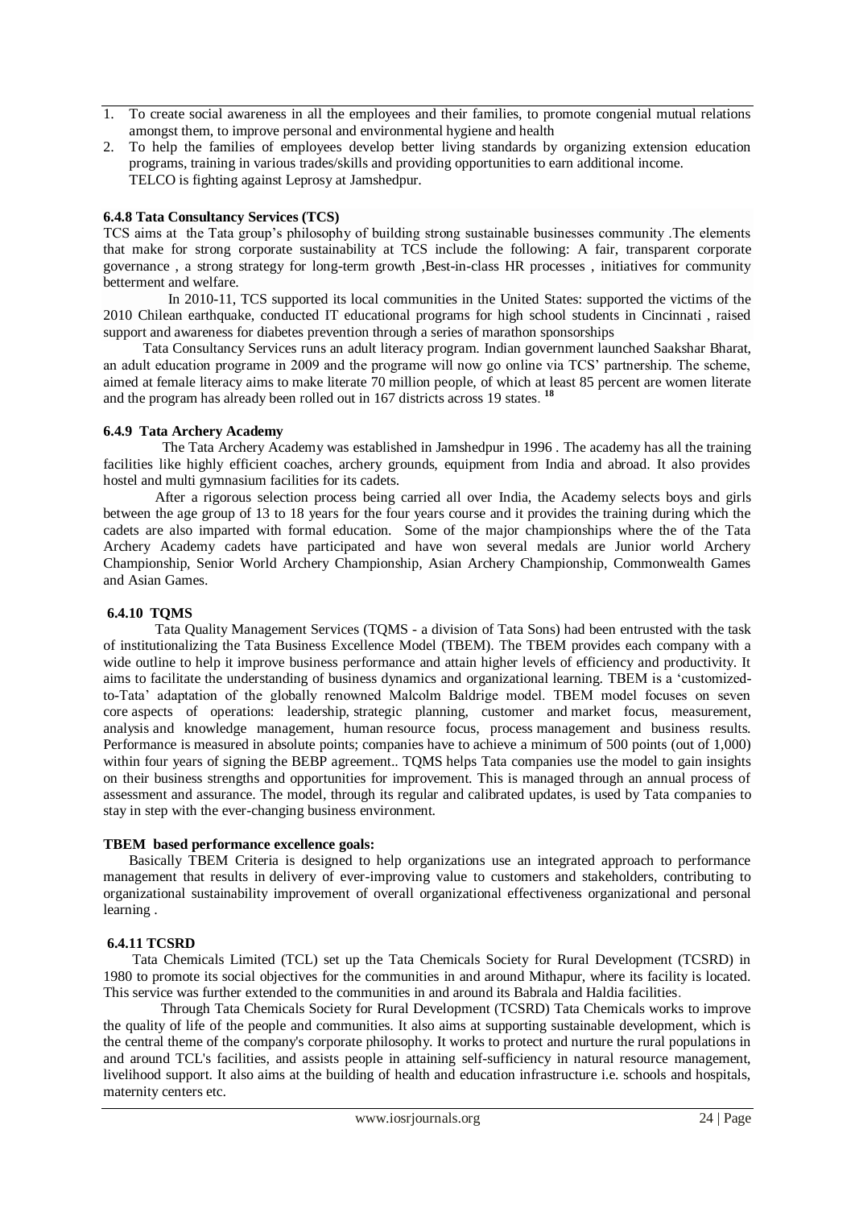1. To create social awareness in all the employees and their families, to promote congenial mutual relations amongst them, to improve personal and environmental hygiene and health
2. To help the families of employees develop better living standards by organizing extension education programs, training in various trades/skills and providing opportunities to earn additional income.
   TELCO is fighting against Leprosy at Jamshedpur.

#### 6.4.8 Tata Consultancy Services (TCS)

TCS aims at the Tata group's philosophy of building strong sustainable businesses community .The elements that make for strong corporate sustainability at TCS include the following: A fair, transparent corporate governance , a strong strategy for long-term growth ,Best-in-class HR processes , initiatives for community betterment and welfare.

In 2010-11, TCS supported its local communities in the United States: supported the victims of the 2010 Chilean earthquake, conducted IT educational programs for high school students in Cincinnati , raised support and awareness for diabetes prevention through a series of marathon sponsorships

Tata Consultancy Services runs an adult literacy program. Indian government launched Saakshar Bharat, an adult education programe in 2009 and the programe will now go online via TCS' partnership. The scheme, aimed at female literacy aims to make literate 70 million people, of which at least 85 percent are women literate and the program has already been rolled out in 167 districts across 19 states. [18]

#### 6.4.9 Tata Archery Academy

The Tata Archery Academy was established in Jamshedpur in 1996 . The academy has all the training facilities like highly efficient coaches, archery grounds, equipment from India and abroad. It also provides hostel and multi gymnasium facilities for its cadets.

After a rigorous selection process being carried all over India, the Academy selects boys and girls between the age group of 13 to 18 years for the four years course and it provides the training during which the cadets are also imparted with formal education. Some of the major championships where the of the Tata Archery Academy cadets have participated and have won several medals are Junior world Archery Championship, Senior World Archery Championship, Asian Archery Championship, Commonwealth Games and Asian Games.

#### 6.4.10 TQMS

Tata Quality Management Services (TQMS - a division of Tata Sons) had been entrusted with the task of institutionalizing the Tata Business Excellence Model (TBEM). The TBEM provides each company with a wide outline to help it improve business performance and attain higher levels of efficiency and productivity. It aims to facilitate the understanding of business dynamics and organizational learning. TBEM is a 'customized-to-Tata' adaptation of the globally renowned Malcolm Baldrige model. TBEM model focuses on seven core aspects of operations: leadership, strategic planning, customer and market focus, measurement, analysis and knowledge management, human resource focus, process management and business results. Performance is measured in absolute points; companies have to achieve a minimum of 500 points (out of 1,000) within four years of signing the BEBP agreement.. TQMS helps Tata companies use the model to gain insights on their business strengths and opportunities for improvement. This is managed through an annual process of assessment and assurance. The model, through its regular and calibrated updates, is used by Tata companies to stay in step with the ever-changing business environment.

**TBEM based performance excellence goals:**

Basically TBEM Criteria is designed to help organizations use an integrated approach to performance management that results in delivery of ever-improving value to customers and stakeholders, contributing to organizational sustainability improvement of overall organizational effectiveness organizational and personal learning .

#### 6.4.11 TCSRD

Tata Chemicals Limited (TCL) set up the Tata Chemicals Society for Rural Development (TCSRD) in 1980 to promote its social objectives for the communities in and around Mithapur, where its facility is located. This service was further extended to the communities in and around its Babrala and Haldia facilities.

Through Tata Chemicals Society for Rural Development (TCSRD) Tata Chemicals works to improve the quality of life of the people and communities. It also aims at supporting sustainable development, which is the central theme of the company's corporate philosophy. It works to protect and nurture the rural populations in and around TCL's facilities, and assists people in attaining self-sufficiency in natural resource management, livelihood support. It also aims at the building of health and education infrastructure i.e. schools and hospitals, maternity centers etc.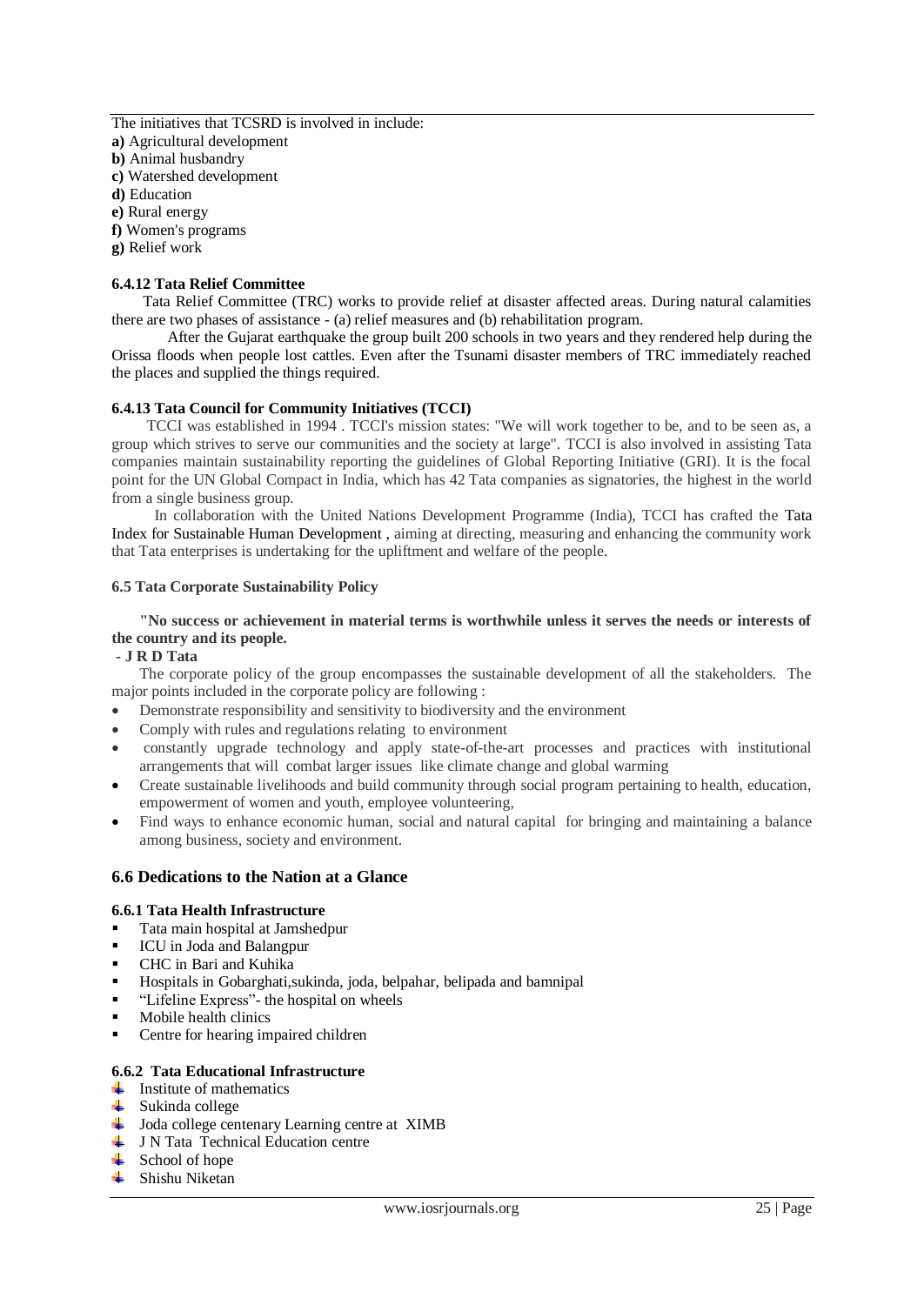The initiatives that TCSRD is involved in include:

**a)** Agricultural development
**b)** Animal husbandry
**c)** Watershed development
**d)** Education
**e)** Rural energy
**f)** Women's programs
**g)** Relief work

#### 6.4.12 Tata Relief Committee

Tata Relief Committee (TRC) works to provide relief at disaster affected areas. During natural calamities there are two phases of assistance - (a) relief measures and (b) rehabilitation program.

After the Gujarat earthquake the group built 200 schools in two years and they rendered help during the Orissa floods when people lost cattles. Even after the Tsunami disaster members of TRC immediately reached the places and supplied the things required.

#### 6.4.13 Tata Council for Community Initiatives (TCCI)

TCCI was established in 1994 . TCCI's mission states: "We will work together to be, and to be seen as, a group which strives to serve our communities and the society at large". TCCI is also involved in assisting Tata companies maintain sustainability reporting the guidelines of Global Reporting Initiative (GRI). It is the focal point for the UN Global Compact in India, which has 42 Tata companies as signatories, the highest in the world from a single business group.

In collaboration with the United Nations Development Programme (India), TCCI has crafted the Tata Index for Sustainable Human Development , aiming at directing, measuring and enhancing the community work that Tata enterprises is undertaking for the upliftment and welfare of the people.

#### 6.5 Tata Corporate Sustainability Policy

**"No success or achievement in material terms is worthwhile unless it serves the needs or interests of the country and its people.**

**- J R D Tata**

The corporate policy of the group encompasses the sustainable development of all the stakeholders. The major points included in the corporate policy are following :

- Demonstrate responsibility and sensitivity to biodiversity and the environment
- Comply with rules and regulations relating to environment
- constantly upgrade technology and apply state-of-the-art processes and practices with institutional arrangements that will combat larger issues like climate change and global warming
- Create sustainable livelihoods and build community through social program pertaining to health, education, empowerment of women and youth, employee volunteering,
- Find ways to enhance economic human, social and natural capital for bringing and maintaining a balance among business, society and environment.

### 6.6 Dedications to the Nation at a Glance

#### 6.6.1 Tata Health Infrastructure

- Tata main hospital at Jamshedpur
- ICU in Joda and Balangpur
- CHC in Bari and Kuhika
- Hospitals in Gobarghati,sukinda, joda, belpahar, belipada and bamnipal
- "Lifeline Express"- the hospital on wheels
- Mobile health clinics
- Centre for hearing impaired children

#### 6.6.2 Tata Educational Infrastructure

- Institute of mathematics
- Sukinda college
- Joda college centenary Learning centre at XIMB
- J N Tata Technical Education centre
- School of hope
- Shishu Niketan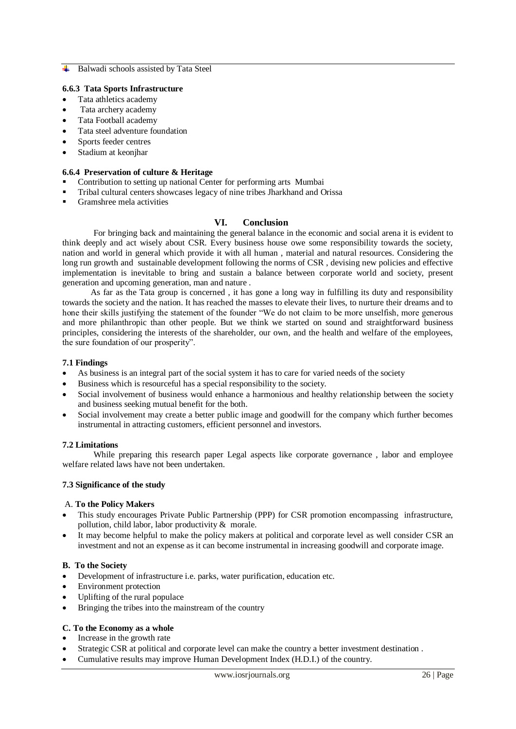- Balwadi schools assisted by Tata Steel

#### 6.6.3 Tata Sports Infrastructure

- Tata athletics academy
- Tata archery academy
- Tata Football academy
- Tata steel adventure foundation
- Sports feeder centres
- Stadium at keonjhar

#### 6.6.4 Preservation of culture & Heritage

- Contribution to setting up national Center for performing arts Mumbai
- Tribal cultural centers showcases legacy of nine tribes Jharkhand and Orissa
- Gramshree mela activities

## VI. Conclusion

For bringing back and maintaining the general balance in the economic and social arena it is evident to think deeply and act wisely about CSR. Every business house owe some responsibility towards the society, nation and world in general which provide it with all human , material and natural resources. Considering the long run growth and sustainable development following the norms of CSR , devising new policies and effective implementation is inevitable to bring and sustain a balance between corporate world and society, present generation and upcoming generation, man and nature .

As far as the Tata group is concerned , it has gone a long way in fulfilling its duty and responsibility towards the society and the nation. It has reached the masses to elevate their lives, to nurture their dreams and to hone their skills justifying the statement of the founder "We do not claim to be more unselfish, more generous and more philanthropic than other people. But we think we started on sound and straightforward business principles, considering the interests of the shareholder, our own, and the health and welfare of the employees, the sure foundation of our prosperity".

### 7.1 Findings

- As business is an integral part of the social system it has to care for varied needs of the society
- Business which is resourceful has a special responsibility to the society.
- Social involvement of business would enhance a harmonious and healthy relationship between the society and business seeking mutual benefit for the both.
- Social involvement may create a better public image and goodwill for the company which further becomes instrumental in attracting customers, efficient personnel and investors.

### 7.2 Limitations

While preparing this research paper Legal aspects like corporate governance , labor and employee welfare related laws have not been undertaken.

### 7.3 Significance of the study

A. **To the Policy Makers**

- This study encourages Private Public Partnership (PPP) for CSR promotion encompassing infrastructure, pollution, child labor, labor productivity & morale.
- It may become helpful to make the policy makers at political and corporate level as well consider CSR an investment and not an expense as it can become instrumental in increasing goodwill and corporate image.

**B. To the Society**

- Development of infrastructure i.e. parks, water purification, education etc.
- Environment protection
- Uplifting of the rural populace
- Bringing the tribes into the mainstream of the country

**C. To the Economy as a whole**

- Increase in the growth rate
- Strategic CSR at political and corporate level can make the country a better investment destination .
- Cumulative results may improve Human Development Index (H.D.I.) of the country.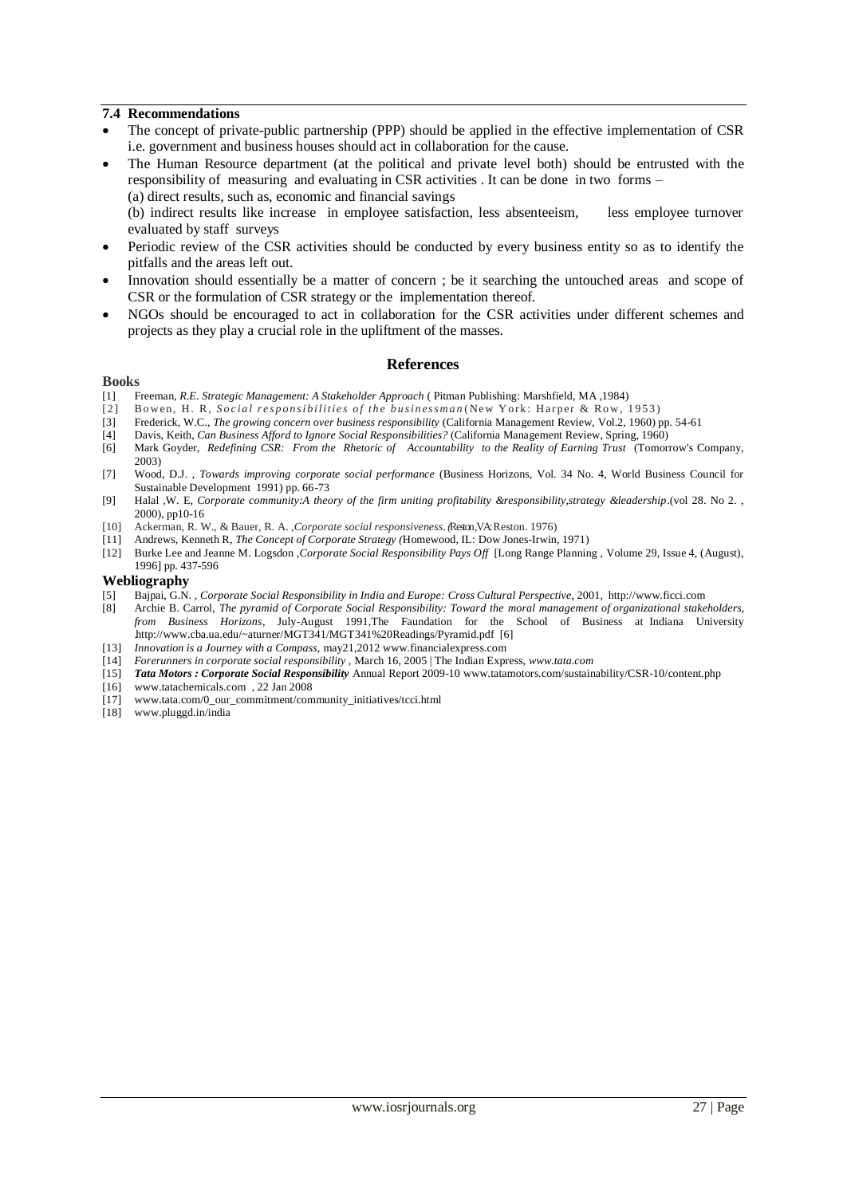### 7.4 Recommendations

- The concept of private-public partnership (PPP) should be applied in the effective implementation of CSR i.e. government and business houses should act in collaboration for the cause.
- The Human Resource department (at the political and private level both) should be entrusted with the responsibility of measuring and evaluating in CSR activities . It can be done in two forms –
  (a) direct results, such as, economic and financial savings
  (b) indirect results like increase in employee satisfaction, less absenteeism, less employee turnover evaluated by staff surveys
- Periodic review of the CSR activities should be conducted by every business entity so as to identify the pitfalls and the areas left out.
- Innovation should essentially be a matter of concern ; be it searching the untouched areas and scope of CSR or the formulation of CSR strategy or the implementation thereof.
- NGOs should be encouraged to act in collaboration for the CSR activities under different schemes and projects as they play a crucial role in the upliftment of the masses.

## References

**Books**

[1] Freeman, *R.E. Strategic Management: A Stakeholder Approach* ( Pitman Publishing: Marshfield, MA ,1984)
[2] Bowen, H. R, *Social responsibilities of the businessman* (New York: Harper & Row, 1953)
[3] Frederick, W.C., *The growing concern over business responsibility* (California Management Review, Vol.2, 1960) pp. 54-61
[4] Davis, Keith, *Can Business Afford to Ignore Social Responsibilities?* (California Management Review, Spring, 1960)
[6] Mark Goyder, *Redefining CSR: From the Rhetoric of Accountability to the Reality of Earning Trust* (Tomorrow's Company, 2003)
[7] Wood, D.J. , *Towards improving corporate social performance* (Business Horizons, Vol. 34 No. 4, World Business Council for Sustainable Development 1991) pp. 66-73
[9] Halal ,W. E, *Corporate community:A theory of the firm uniting profitability &responsibility,strategy &leadership*.(vol 28. No 2. , 2000), pp10-16
[10] Ackerman, R. W., & Bauer, R. A. ,*Corporate social responsiveness*. (Reston,VA:Reston. 1976)
[11] Andrews, Kenneth R, *The Concept of Corporate Strategy* (Homewood, IL: Dow Jones-Irwin, 1971)
[12] Burke Lee and Jeanne M. Logsdon ,*Corporate Social Responsibility Pays Off* [Long Range Planning , Volume 29, Issue 4, (August), 1996] pp. 437-596

**Webliography**

[5] Bajpai, G.N. , *Corporate Social Responsibility in India and Europe: Cross Cultural Perspective*, 2001, http://www.ficci.com
[8] Archie B. Carrol, *The pyramid of Corporate Social Responsibility: Toward the moral management of organizational stakeholders, from Business Horizons*, July-August 1991,The Faundation for the School of Business at Indiana University ,http://www.cba.ua.edu/~aturner/MGT341/MGT341%20Readings/Pyramid.pdf [6]
[13] *Innovation is a Journey with a Compass*, may21,2012 www.financialexpress.com
[14] *Forerunners in corporate social responsibility* , March 16, 2005 | The Indian Express, *www.tata.com*
[15] ***Tata Motors : Corporate Social Responsibility*** Annual Report 2009-10 www.tatamotors.com/sustainability/CSR-10/content.php
[16] www.tatachemicals.com , 22 Jan 2008
[17] www.tata.com/0_our_commitment/community_initiatives/tcci.html
[18] www.pluggd.in/india